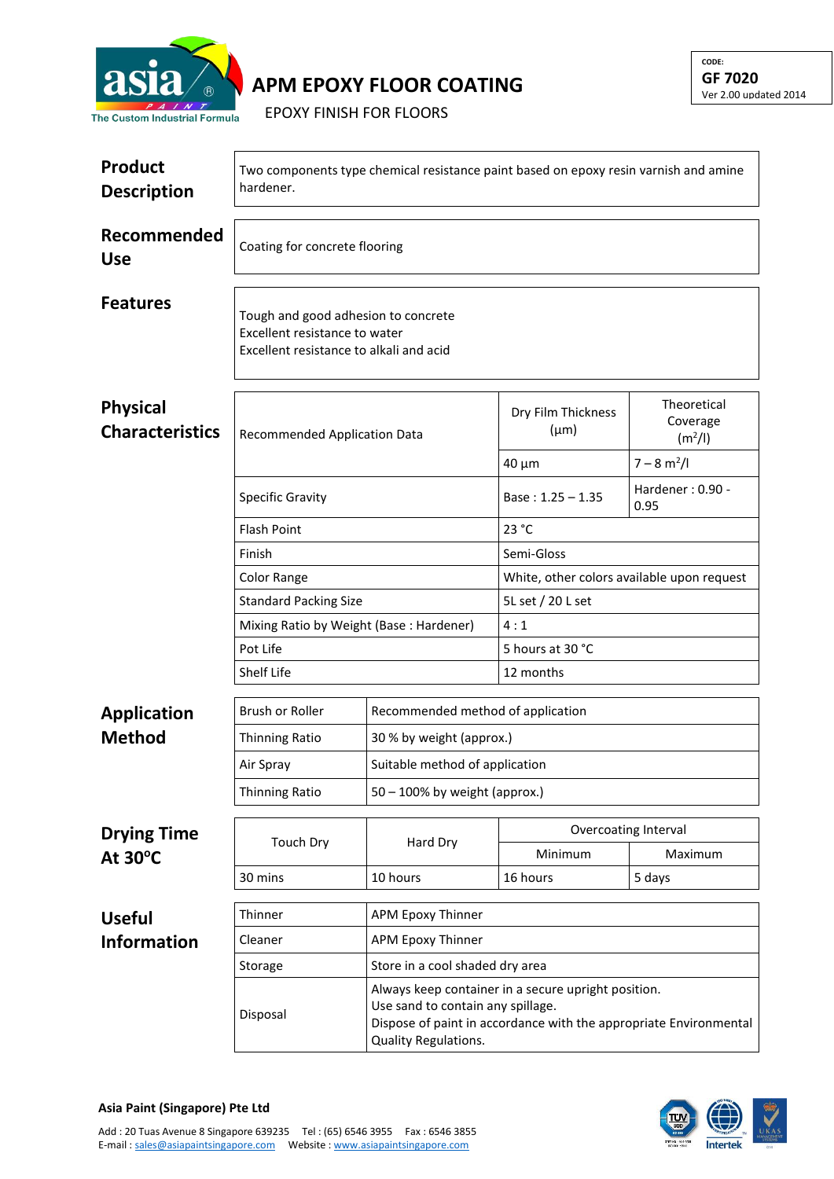# APM EPOXY FLOOR COATING

EPOXY FINISH FOR FLOORS

CODE:
**GF 7020**
Ver 2.00 updated 2014

## Product Description

Two components type chemical resistance paint based on epoxy resin varnish and amine hardener.

## Recommended Use

Coating for concrete flooring

## Features

Tough and good adhesion to concrete
Excellent resistance to water
Excellent resistance to alkali and acid

## Physical Characteristics

| Recommended Application Data | Dry Film Thickness (µm) | Theoretical Coverage ($m^2/l$) |
|---|---|---|
| | 40 µm | 7 – 8 $m^2/l$ |
| Specific Gravity | Base : 1.25 – 1.35 | Hardener : 0.90 - 0.95 |
| Flash Point | 23 °C | |
| Finish | Semi-Gloss | |
| Color Range | White, other colors available upon request | |
| Standard Packing Size | 5L set / 20 L set | |
| Mixing Ratio by Weight (Base : Hardener) | 4 : 1 | |
| Pot Life | 5 hours at 30 °C | |
| Shelf Life | 12 months | |

## Application Method

| Brush or Roller | Recommended method of application |
|---|---|
| Thinning Ratio | 30 % by weight (approx.) |
| Air Spray | Suitable method of application |
| Thinning Ratio | 50 – 100% by weight (approx.) |

## Drying Time At 30°C

| Touch Dry | Hard Dry | Overcoating Interval | |
|---|---|---|---|
| | | Minimum | Maximum |
| 30 mins | 10 hours | 16 hours | 5 days |

## Useful Information

| Thinner | APM Epoxy Thinner |
|---|---|
| Cleaner | APM Epoxy Thinner |
| Storage | Store in a cool shaded dry area |
| Disposal | Always keep container in a secure upright position.<br>Use sand to contain any spillage.<br>Dispose of paint in accordance with the appropriate Environmental Quality Regulations. |

**Asia Paint (Singapore) Pte Ltd**

Add : 20 Tuas Avenue 8 Singapore 639235 Tel : (65) 6546 3955 Fax : 6546 3855
E-mail : sales@asiapaintsingapore.com Website : www.asiapaintsingapore.com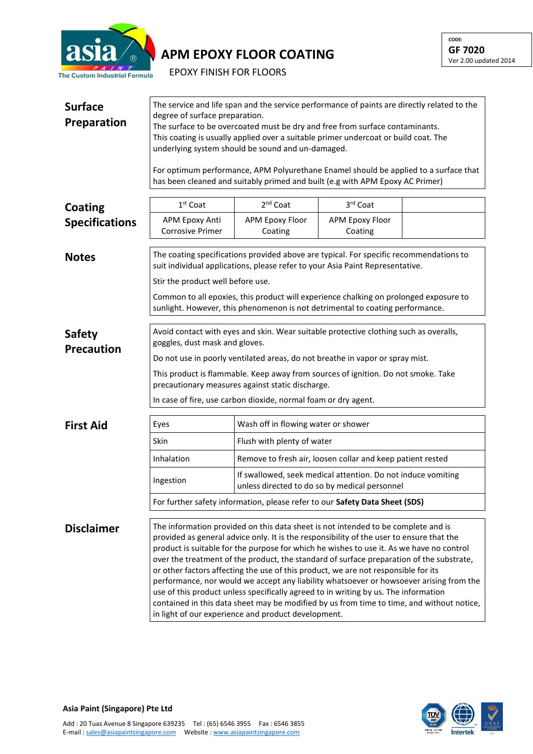# APM EPOXY FLOOR COATING

EPOXY FINISH FOR FLOORS

CODE:
**GF 7020**
Ver 2.00 updated 2014

## Surface Preparation

The service and life span and the service performance of paints are directly related to the degree of surface preparation.
The surface to be overcoated must be dry and free from surface contaminants.
This coating is usually applied over a suitable primer undercoat or build coat. The underlying system should be sound and un-damaged.

For optimum performance, APM Polyurethane Enamel should be applied to a surface that has been cleaned and suitably primed and built (e.g with APM Epoxy AC Primer)

## Coating Specifications

| 1st Coat | 2nd Coat | 3rd Coat | |
|---|---|---|---|
| APM Epoxy Anti Corrosive Primer | APM Epoxy Floor Coating | APM Epoxy Floor Coating | |

## Notes

The coating specifications provided above are typical. For specific recommendations to suit individual applications, please refer to your Asia Paint Representative.

Stir the product well before use.

Common to all epoxies, this product will experience chalking on prolonged exposure to sunlight. However, this phenomenon is not detrimental to coating performance.

## Safety Precaution

Avoid contact with eyes and skin. Wear suitable protective clothing such as overalls, goggles, dust mask and gloves.

Do not use in poorly ventilated areas, do not breathe in vapor or spray mist.

This product is flammable. Keep away from sources of ignition. Do not smoke. Take precautionary measures against static discharge.

In case of fire, use carbon dioxide, normal foam or dry agent.

## First Aid

| | |
|---|---|
| Eyes | Wash off in flowing water or shower |
| Skin | Flush with plenty of water |
| Inhalation | Remove to fresh air, loosen collar and keep patient rested |
| Ingestion | If swallowed, seek medical attention. Do not induce vomiting unless directed to do so by medical personnel |

For further safety information, please refer to our **Safety Data Sheet (SDS)**

## Disclaimer

The information provided on this data sheet is not intended to be complete and is provided as general advice only. It is the responsibility of the user to ensure that the product is suitable for the purpose for which he wishes to use it. As we have no control over the treatment of the product, the standard of surface preparation of the substrate, or other factors affecting the use of this product, we are not responsible for its performance, nor would we accept any liability whatsoever or howsoever arising from the use of this product unless specifically agreed to in writing by us. The information contained in this data sheet may be modified by us from time to time, and without notice, in light of our experience and product development.

**Asia Paint (Singapore) Pte Ltd**

Add : 20 Tuas Avenue 8 Singapore 639235 Tel : (65) 6546 3955 Fax : 6546 3855
E-mail : sales@asiapaintsingapore.com Website : www.asiapaintsingapore.com